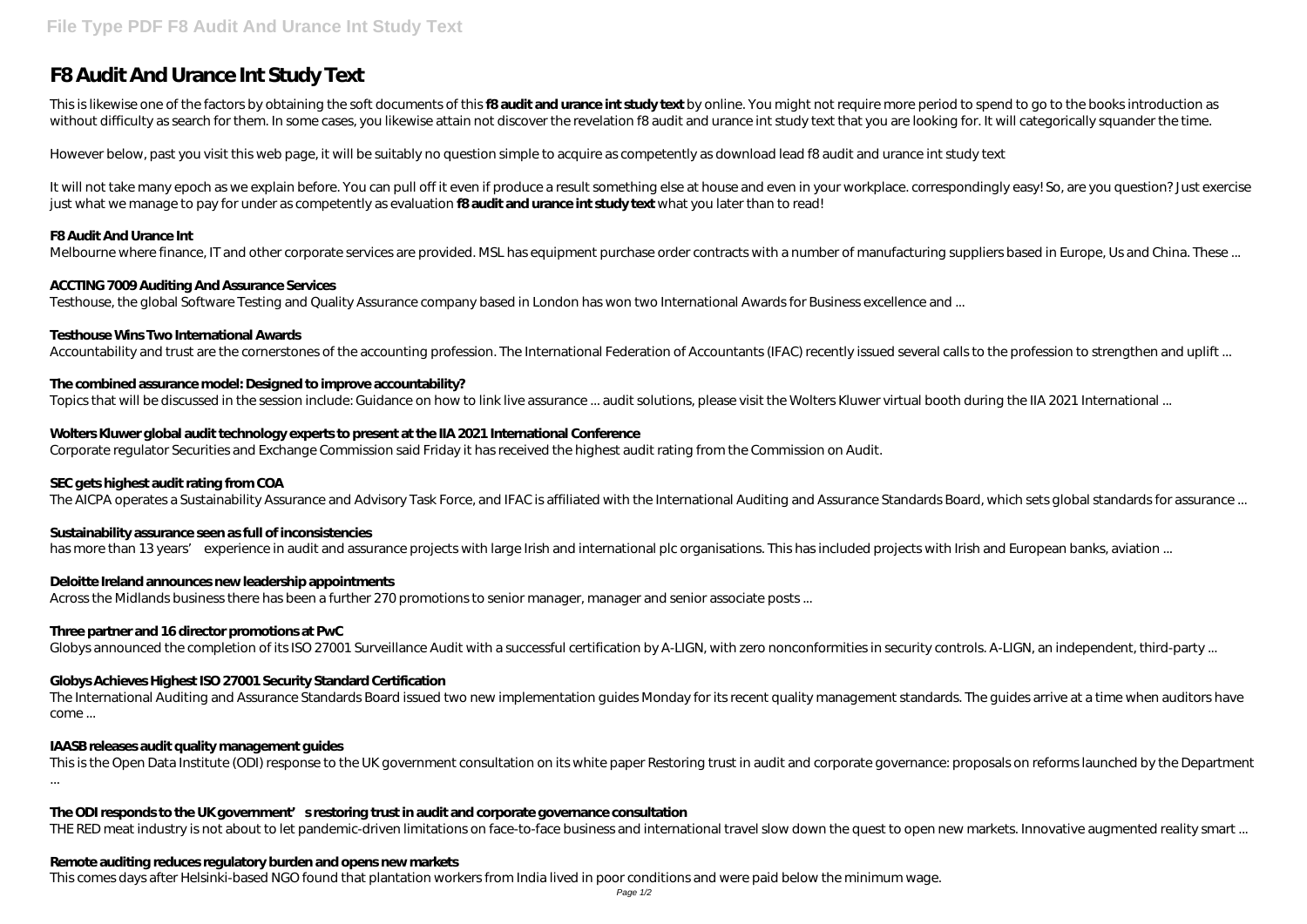# F8 Audit And Urance Int Study Text

This is likewise one of the factors by obtaining the soft documents of this **f8 audit and urance int study text** by online. You might not require more period to spend to go to the books introduction as without difficulty as search for them. In some cases, you likewise attain not discover the revelation f8 audit and urance int study text that you are looking for. It will categorically squander the time.

However below, past you visit this web page, it will be suitably no question simple to acquire as competently as download lead f8 audit and urance int study text

It will not take many epoch as we explain before. You can pull off it even if produce a result something else at house and even in your workplace. correspondingly easy! So, are you question? Just exercise just what we manage to pay for under as competently as evaluation **f8 audit and urance int study text** what you later than to read!

**F8 Audit And Urance Int**

Melbourne where finance, IT and other corporate services are provided. MSL has equipment purchase order contracts with a number of manufacturing suppliers based in Europe, Us and China. These ...

**ACCTING 7009 Auditing And Assurance Services**

Testhouse, the global Software Testing and Quality Assurance company based in London has won two International Awards for Business excellence and ...

**Testhouse Wins Two International Awards**

Accountability and trust are the cornerstones of the accounting profession. The International Federation of Accountants (IFAC) recently issued several calls to the profession to strengthen and uplift ...

**The combined assurance model: Designed to improve accountability?**

Topics that will be discussed in the session include: Guidance on how to link live assurance ... audit solutions, please visit the Wolters Kluwer virtual booth during the IIA 2021 International ...

**Wolters Kluwer global audit technology experts to present at the IIA 2021 International Conference**

Corporate regulator Securities and Exchange Commission said Friday it has received the highest audit rating from the Commission on Audit.

**SEC gets highest audit rating from COA**

The AICPA operates a Sustainability Assurance and Advisory Task Force, and IFAC is affiliated with the International Auditing and Assurance Standards Board, which sets global standards for assurance ...

**Sustainability assurance seen as full of inconsistencies**

has more than 13 years' experience in audit and assurance projects with large Irish and international plc organisations. This has included projects with Irish and European banks, aviation ...

**Deloitte Ireland announces new leadership appointments**

Across the Midlands business there has been a further 270 promotions to senior manager, manager and senior associate posts ...

**Three partner and 16 director promotions at PwC**

Globys announced the completion of its ISO 27001 Surveillance Audit with a successful certification by A-LIGN, with zero nonconformities in security controls. A-LIGN, an independent, third-party ...

**Globys Achieves Highest ISO 27001 Security Standard Certification**

The International Auditing and Assurance Standards Board issued two new implementation guides Monday for its recent quality management standards. The guides arrive at a time when auditors have come ...

**IAASB releases audit quality management guides**

This is the Open Data Institute (ODI) response to the UK government consultation on its white paper Restoring trust in audit and corporate governance: proposals on reforms launched by the Department ...

**The ODI responds to the UK government's restoring trust in audit and corporate governance consultation**

THE RED meat industry is not about to let pandemic-driven limitations on face-to-face business and international travel slow down the quest to open new markets. Innovative augmented reality smart ...

**Remote auditing reduces regulatory burden and opens new markets**

This comes days after Helsinki-based NGO found that plantation workers from India lived in poor conditions and were paid below the minimum wage.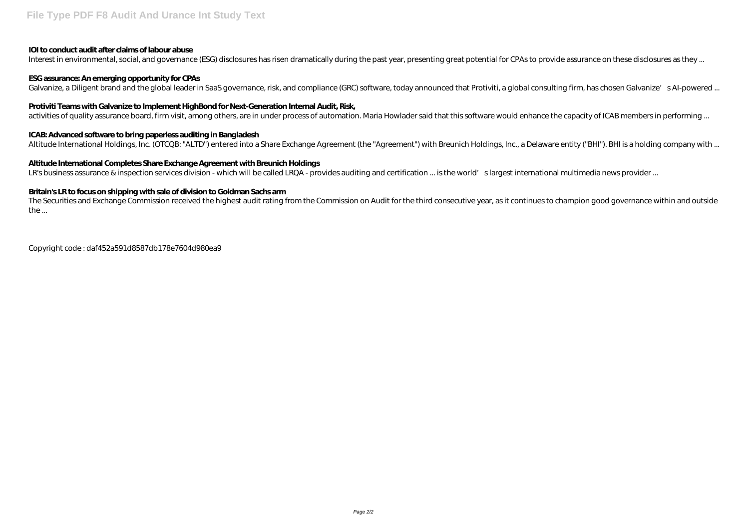**IOI to conduct audit after claims of labour abuse**

Interest in environmental, social, and governance (ESG) disclosures has risen dramatically during the past year, presenting great potential for CPAs to provide assurance on these disclosures as they ...

**ESG assurance: An emerging opportunity for CPAs**

Galvanize, a Diligent brand and the global leader in SaaS governance, risk, and compliance (GRC) software, today announced that Protiviti, a global consulting firm, has chosen Galvanize's AI-powered ...

**Protiviti Teams with Galvanize to Implement HighBond for Next-Generation Internal Audit, Risk,**

activities of quality assurance board, firm visit, among others, are in under process of automation. Maria Howlader said that this software would enhance the capacity of ICAB members in performing ...

**ICAB: Advanced software to bring paperless auditing in Bangladesh**

Altitude International Holdings, Inc. (OTCQB: "ALTD") entered into a Share Exchange Agreement (the "Agreement") with Breunich Holdings, Inc., a Delaware entity ("BHI"). BHI is a holding company with ...

**Altitude International Completes Share Exchange Agreement with Breunich Holdings**

LR's business assurance & inspection services division - which will be called LRQA - provides auditing and certification ... is the world's largest international multimedia news provider ...

**Britain's LR to focus on shipping with sale of division to Goldman Sachs arm**

The Securities and Exchange Commission received the highest audit rating from the Commission on Audit for the third consecutive year, as it continues to champion good governance within and outside the ...

Copyright code : daf452a591d8587db178e7604d980ea9